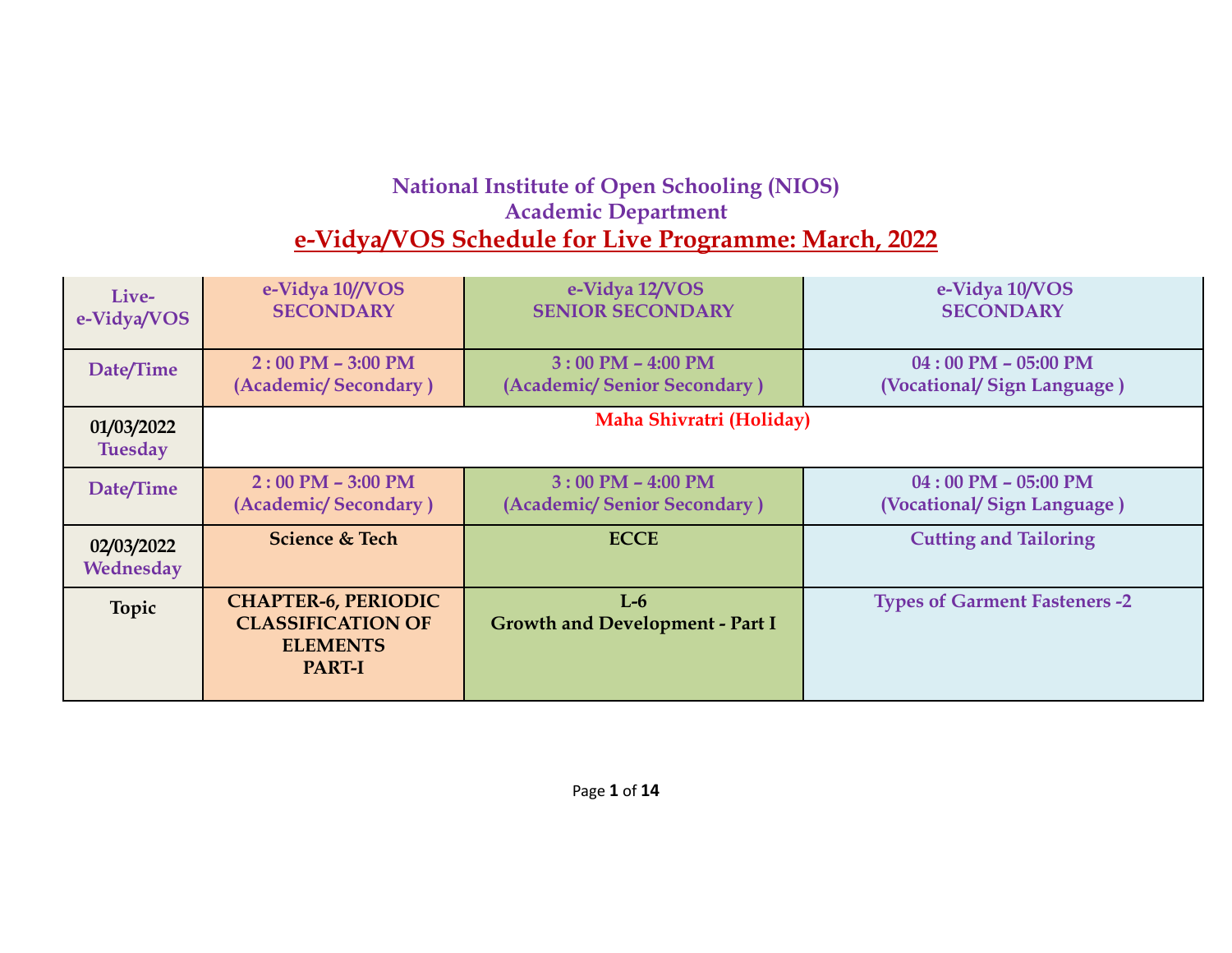# National Institute of Open Schooling (NIOS)

## Academic Department

## e-Vidya/VOS Schedule for Live Programme: March, 2022

| Live- e-Vidya/VOS | e-Vidya 10//VOS SECONDARY | e-Vidya 12/VOS SENIOR SECONDARY | e-Vidya 10/VOS SECONDARY |
|---|---|---|---|
| Date/Time | 2 : 00 PM – 3:00 PM (Academic/ Secondary ) | 3 : 00 PM – 4:00 PM (Academic/ Senior Secondary ) | 04 : 00 PM – 05:00 PM (Vocational/ Sign Language ) |
| 01/03/2022 Tuesday | Maha Shivratri (Holiday) | | |
| Date/Time | 2 : 00 PM – 3:00 PM (Academic/ Secondary ) | 3 : 00 PM – 4:00 PM (Academic/ Senior Secondary ) | 04 : 00 PM – 05:00 PM (Vocational/ Sign Language ) |
| 02/03/2022 Wednesday | Science & Tech | ECCE | Cutting and Tailoring |
| Topic | CHAPTER-6, PERIODIC CLASSIFICATION OF ELEMENTS PART-I | L-6 Growth and Development - Part I | Types of Garment Fasteners -2 |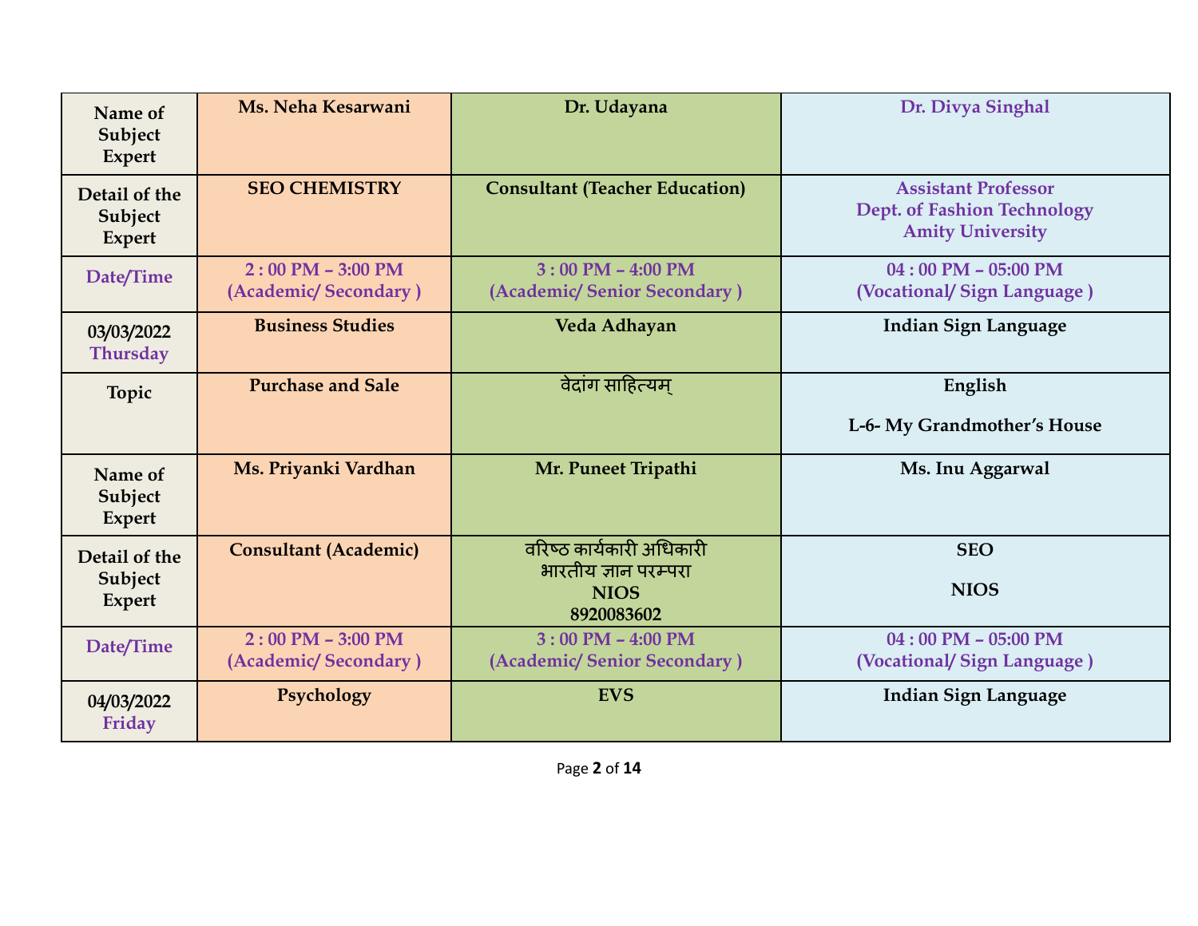| Name of Subject Expert | Ms. Neha Kesarwani | Dr. Udayana | Dr. Divya Singhal |
|---|---|---|---|
| Detail of the Subject Expert | SEO CHEMISTRY | Consultant (Teacher Education) | Assistant Professor<br>Dept. of Fashion Technology<br>Amity University |
| Date/Time | 2 : 00 PM – 3:00 PM<br>(Academic/ Secondary ) | 3 : 00 PM – 4:00 PM<br>(Academic/ Senior Secondary ) | 04 : 00 PM – 05:00 PM<br>(Vocational/ Sign Language ) |
| 03/03/2022<br>Thursday | Business Studies | Veda Adhayan | Indian Sign Language |
| Topic | Purchase and Sale | वेदांग साहित्यम् | English<br>L-6- My Grandmother's House |
| Name of Subject Expert | Ms. Priyanki Vardhan | Mr. Puneet Tripathi | Ms. Inu Aggarwal |
| Detail of the Subject Expert | Consultant (Academic) | वरिष्ठ कार्यकारी अधिकारी<br>भारतीय ज्ञान परम्परा<br>NIOS<br>8920083602 | SEO<br>NIOS |
| Date/Time | 2 : 00 PM – 3:00 PM<br>(Academic/ Secondary ) | 3 : 00 PM – 4:00 PM<br>(Academic/ Senior Secondary ) | 04 : 00 PM – 05:00 PM<br>(Vocational/ Sign Language ) |
| 04/03/2022<br>Friday | Psychology | EVS | Indian Sign Language |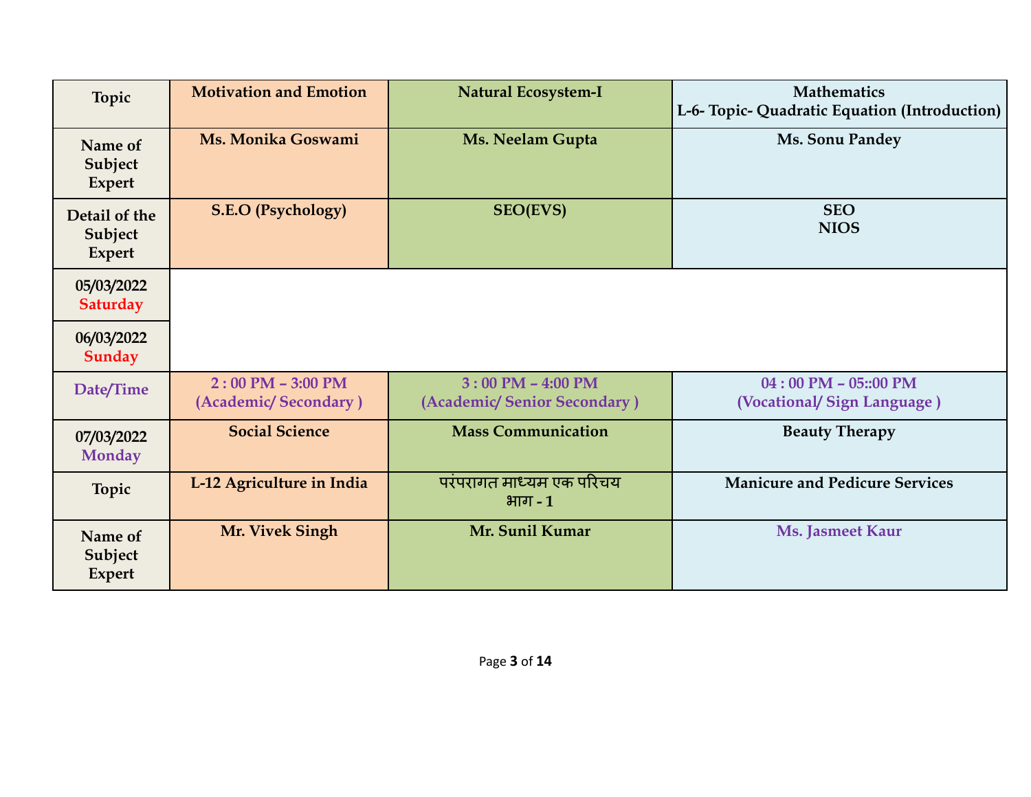| Topic | Motivation and Emotion | Natural Ecosystem-I | Mathematics<br>L-6- Topic- Quadratic Equation (Introduction) |
|---|---|---|---|
| Name of Subject Expert | Ms. Monika Goswami | Ms. Neelam Gupta | Ms. Sonu Pandey |
| Detail of the Subject Expert | S.E.O (Psychology) | SEO(EVS) | SEO<br>NIOS |
| 05/03/2022<br>Saturday | | | |
| 06/03/2022<br>Sunday | | | |
| Date/Time | 2 : 00 PM – 3:00 PM<br>(Academic/ Secondary ) | 3 : 00 PM – 4:00 PM<br>(Academic/ Senior Secondary ) | 04 : 00 PM – 05::00 PM<br>(Vocational/ Sign Language ) |
| 07/03/2022<br>Monday | Social Science | Mass Communication | Beauty Therapy |
| Topic | L-12 Agriculture in India | परंपरागत माध्यम एक परिचय<br>भाग - 1 | Manicure and Pedicure Services |
| Name of Subject Expert | Mr. Vivek Singh | Mr. Sunil Kumar | Ms. Jasmeet Kaur |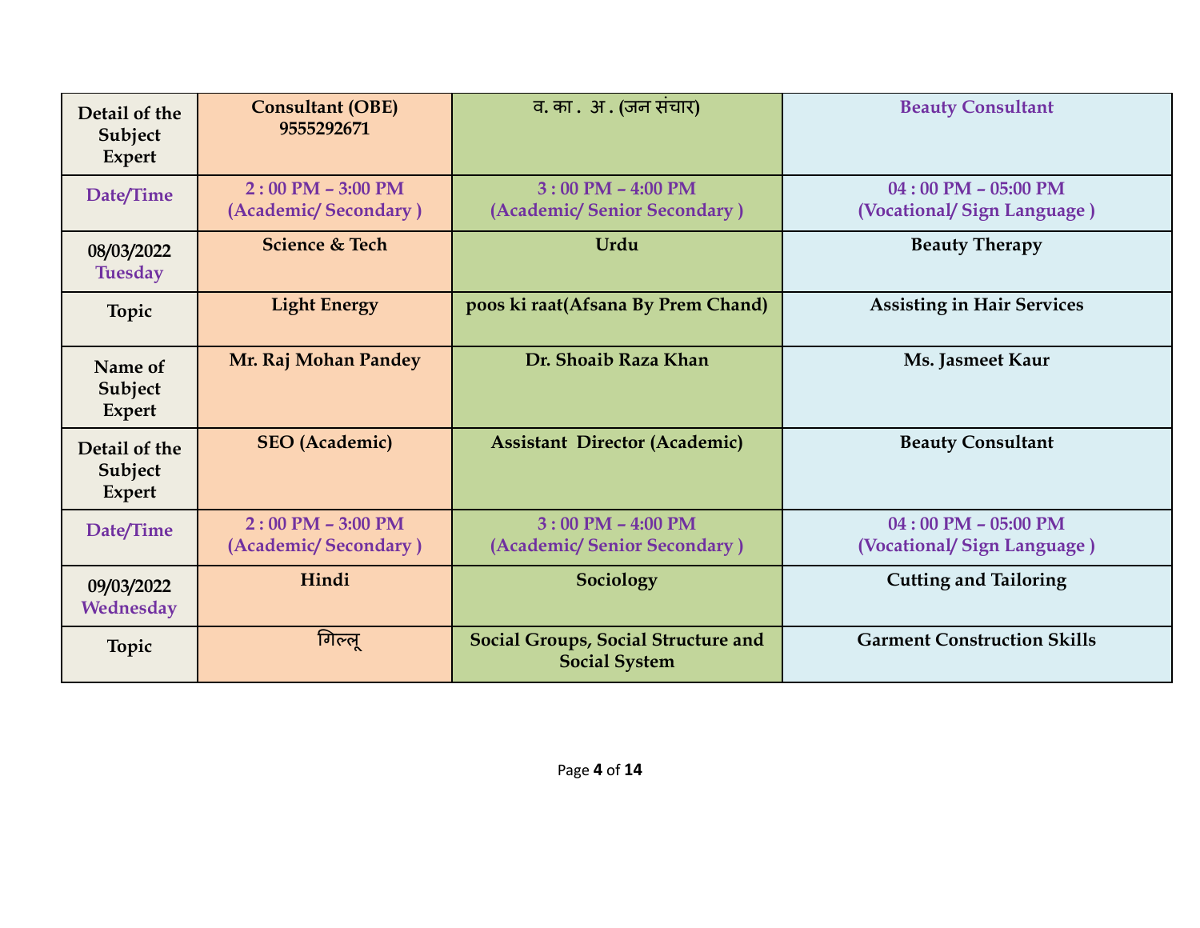| Detail of the Subject Expert | Consultant (OBE) 9555292671 | व. का . अ . (जन संचार) | Beauty Consultant |
|---|---|---|---|
| Date/Time | 2 : 00 PM – 3:00 PM (Academic/ Secondary ) | 3 : 00 PM – 4:00 PM (Academic/ Senior Secondary ) | 04 : 00 PM – 05:00 PM (Vocational/ Sign Language ) |
| 08/03/2022 Tuesday | Science & Tech | Urdu | Beauty Therapy |
| Topic | Light Energy | poos ki raat(Afsana By Prem Chand) | Assisting in Hair Services |
| Name of Subject Expert | Mr. Raj Mohan Pandey | Dr. Shoaib Raza Khan | Ms. Jasmeet Kaur |
| Detail of the Subject Expert | SEO (Academic) | Assistant Director (Academic) | Beauty Consultant |
| Date/Time | 2 : 00 PM – 3:00 PM (Academic/ Secondary ) | 3 : 00 PM – 4:00 PM (Academic/ Senior Secondary ) | 04 : 00 PM – 05:00 PM (Vocational/ Sign Language ) |
| 09/03/2022 Wednesday | Hindi | Sociology | Cutting and Tailoring |
| Topic | गिल्लू | Social Groups, Social Structure and Social System | Garment Construction Skills |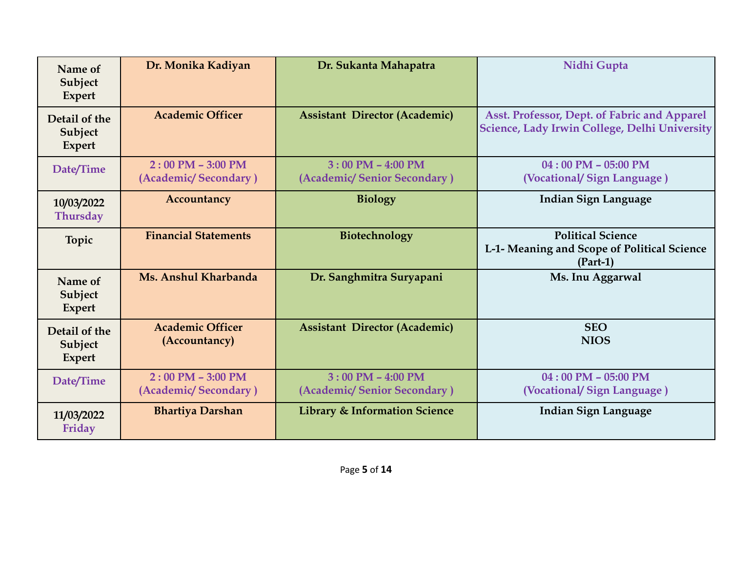| Name of Subject Expert | Dr. Monika Kadiyan | Dr. Sukanta Mahapatra | Nidhi Gupta |
|---|---|---|---|
| Detail of the Subject Expert | Academic Officer | Assistant Director (Academic) | Asst. Professor, Dept. of Fabric and Apparel Science, Lady Irwin College, Delhi University |
| Date/Time | 2 : 00 PM – 3:00 PM (Academic/ Secondary ) | 3 : 00 PM – 4:00 PM (Academic/ Senior Secondary ) | 04 : 00 PM – 05:00 PM (Vocational/ Sign Language ) |
| 10/03/2022 Thursday | Accountancy | Biology | Indian Sign Language |
| Topic | Financial Statements | Biotechnology | Political Science L-1- Meaning and Scope of Political Science (Part-1) |
| Name of Subject Expert | Ms. Anshul Kharbanda | Dr. Sanghmitra Suryapani | Ms. Inu Aggarwal |
| Detail of the Subject Expert | Academic Officer (Accountancy) | Assistant Director (Academic) | SEO NIOS |
| Date/Time | 2 : 00 PM – 3:00 PM (Academic/ Secondary ) | 3 : 00 PM – 4:00 PM (Academic/ Senior Secondary ) | 04 : 00 PM – 05:00 PM (Vocational/ Sign Language ) |
| 11/03/2022 Friday | Bhartiya Darshan | Library & Information Science | Indian Sign Language |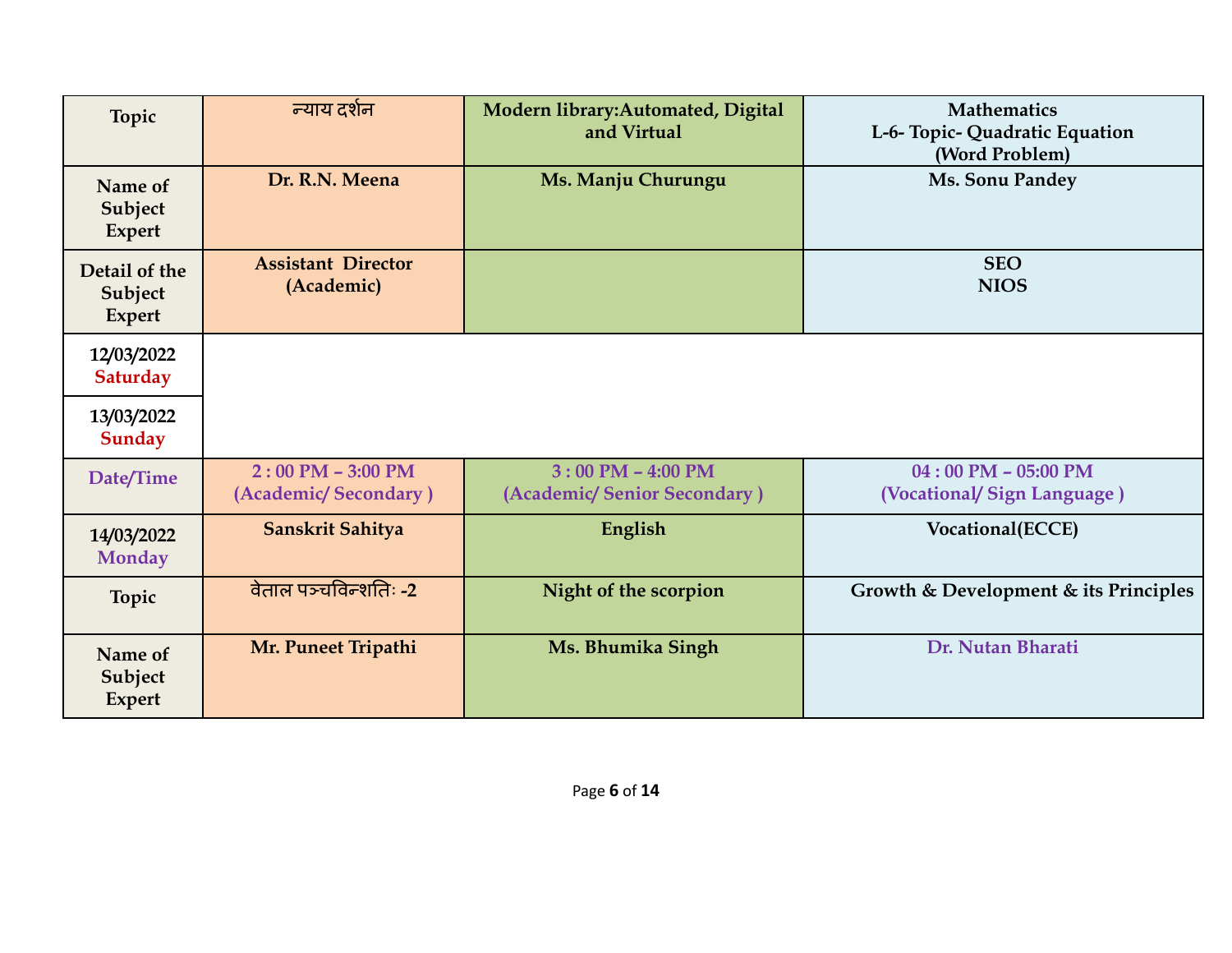| Topic | न्याय दर्शन | Modern library:Automated, Digital and Virtual | Mathematics<br>L-6- Topic- Quadratic Equation<br>(Word Problem) |
|---|---|---|---|
| Name of Subject Expert | Dr. R.N. Meena | Ms. Manju Churungu | Ms. Sonu Pandey |
| Detail of the Subject Expert | Assistant Director (Academic) | | SEO<br>NIOS |
| 12/03/2022<br>Saturday | | | |
| 13/03/2022<br>Sunday | | | |
| Date/Time | 2 : 00 PM – 3:00 PM<br>(Academic/ Secondary ) | 3 : 00 PM – 4:00 PM<br>(Academic/ Senior Secondary ) | 04 : 00 PM – 05:00 PM<br>(Vocational/ Sign Language ) |
| 14/03/2022<br>Monday | Sanskrit Sahitya | English | Vocational(ECCE) |
| Topic | वेताल पञ्चविन्शतिः -2 | Night of the scorpion | Growth & Development & its Principles |
| Name of Subject Expert | Mr. Puneet Tripathi | Ms. Bhumika Singh | Dr. Nutan Bharati |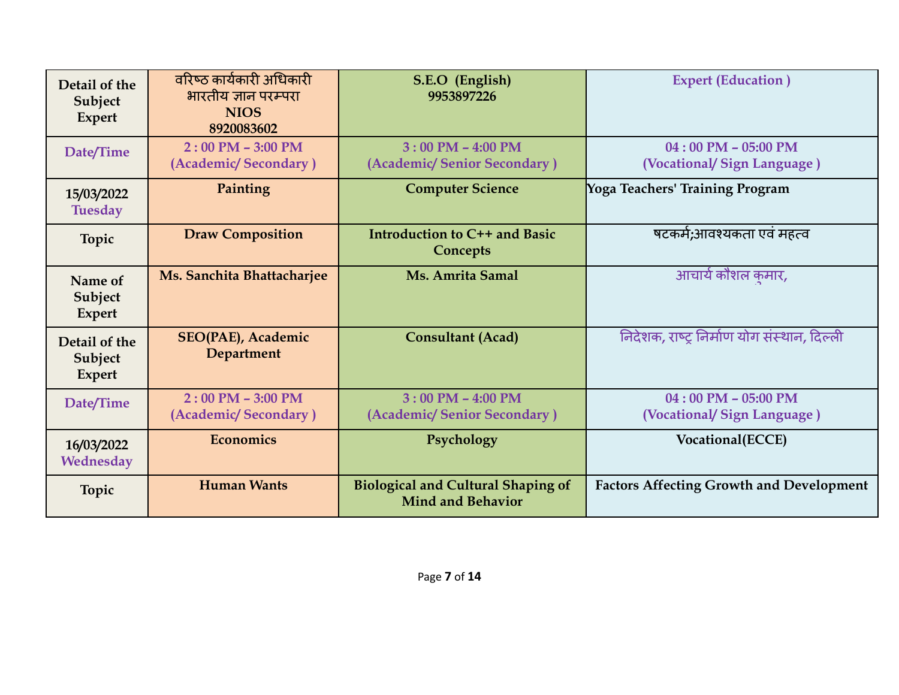| Detail of the Subject Expert | वरिष्ठ कार्यकारी अधिकारी भारतीय ज्ञान परम्परा NIOS 8920083602 | S.E.O (English) 9953897226 | Expert (Education ) |
|---|---|---|---|
| Date/Time | 2 : 00 PM – 3:00 PM (Academic/ Secondary ) | 3 : 00 PM – 4:00 PM (Academic/ Senior Secondary ) | 04 : 00 PM – 05:00 PM (Vocational/ Sign Language ) |
| 15/03/2022 Tuesday | Painting | Computer Science | Yoga Teachers' Training Program |
| Topic | Draw Composition | Introduction to C++ and Basic Concepts | षटकर्म;आवश्यकता एवं महत्व |
| Name of Subject Expert | Ms. Sanchita Bhattacharjee | Ms. Amrita Samal | आचार्य कौशल कुमार, |
| Detail of the Subject Expert | SEO(PAE), Academic Department | Consultant (Acad) | निदेशक, राष्ट्र निर्माण योग संस्थान, दिल्ली |
| Date/Time | 2 : 00 PM – 3:00 PM (Academic/ Secondary ) | 3 : 00 PM – 4:00 PM (Academic/ Senior Secondary ) | 04 : 00 PM – 05:00 PM (Vocational/ Sign Language ) |
| 16/03/2022 Wednesday | Economics | Psychology | Vocational(ECCE) |
| Topic | Human Wants | Biological and Cultural Shaping of Mind and Behavior | Factors Affecting Growth and Development |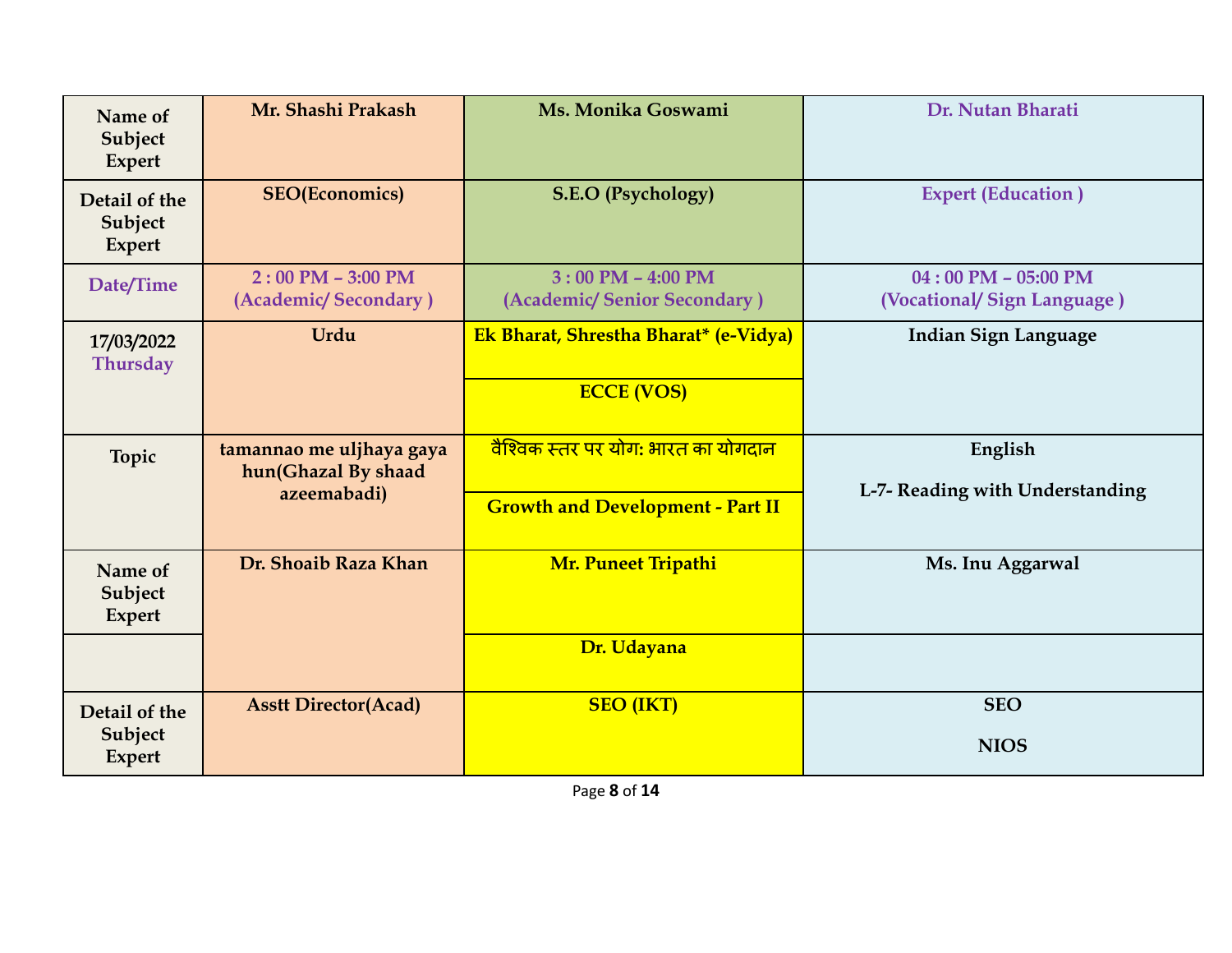| Name of Subject Expert | Mr. Shashi Prakash | Ms. Monika Goswami | Dr. Nutan Bharati |
|---|---|---|---|
| Detail of the Subject Expert | SEO(Economics) | S.E.O (Psychology) | Expert (Education ) |
| Date/Time | 2 : 00 PM – 3:00 PM (Academic/ Secondary ) | 3 : 00 PM – 4:00 PM (Academic/ Senior Secondary ) | 04 : 00 PM – 05:00 PM (Vocational/ Sign Language ) |
| 17/03/2022 Thursday | Urdu | Ek Bharat, Shrestha Bharat* (e-Vidya) | Indian Sign Language |
| | | ECCE (VOS) | |
| Topic | tamannao me uljhaya gaya hun(Ghazal By shaad azeemabadi) | वैश्विक स्तर पर योग: भारत का योगदान | English<br><br>L-7- Reading with Understanding |
| | | Growth and Development - Part II | |
| Name of Subject Expert | Dr. Shoaib Raza Khan | Mr. Puneet Tripathi | Ms. Inu Aggarwal |
| | | Dr. Udayana | |
| Detail of the Subject Expert | Asstt Director(Acad) | SEO (IKT) | SEO<br><br>NIOS |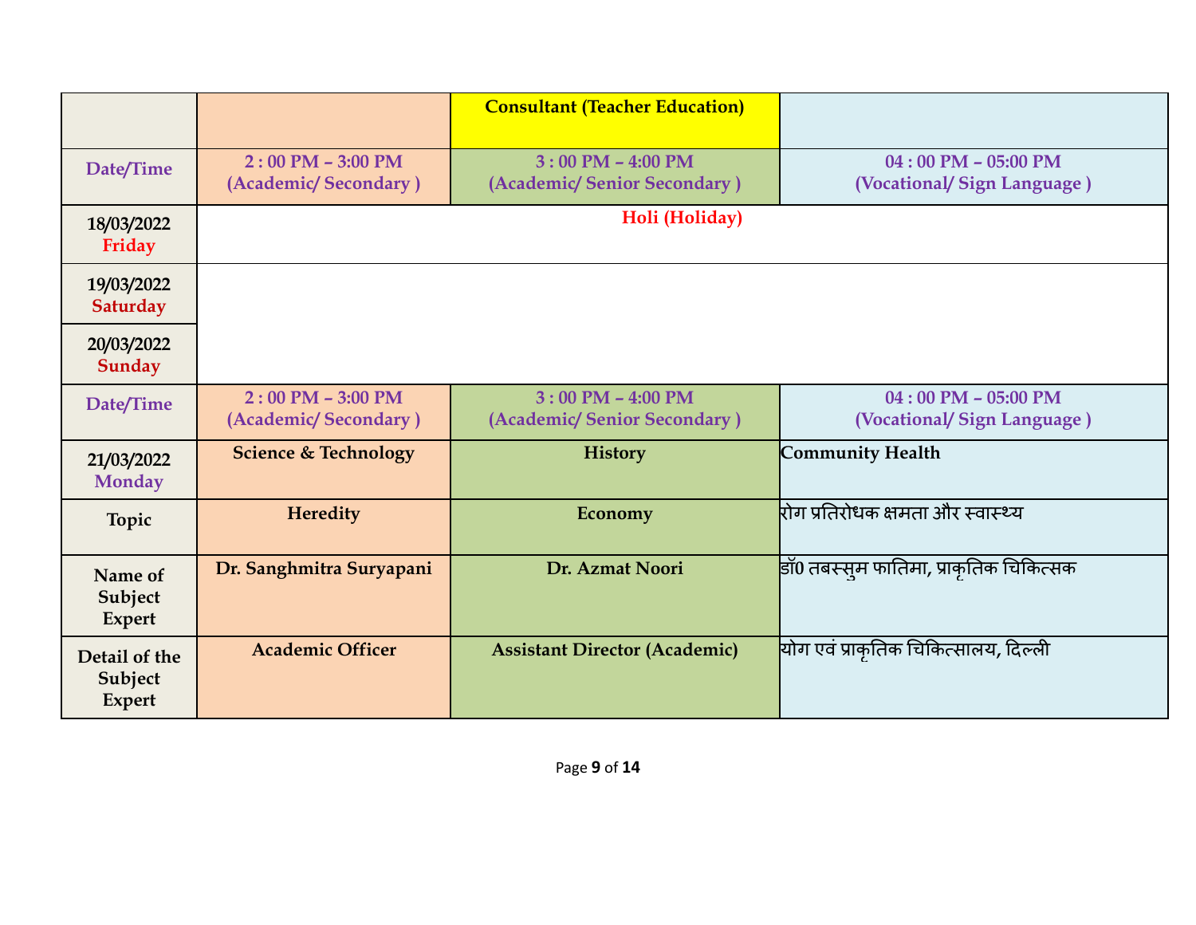| | | Consultant (Teacher Education) | |
|---|---|---|---|
| **Date/Time** | **2 : 00 PM – 3:00 PM (Academic/ Secondary )** | **3 : 00 PM – 4:00 PM (Academic/ Senior Secondary )** | **04 : 00 PM – 05:00 PM (Vocational/ Sign Language )** |
| **18/03/2022 Friday** | **Holi (Holiday)** | | |
| **19/03/2022 Saturday** | | | |
| **20/03/2022 Sunday** | | | |
| **Date/Time** | **2 : 00 PM – 3:00 PM (Academic/ Secondary )** | **3 : 00 PM – 4:00 PM (Academic/ Senior Secondary )** | **04 : 00 PM – 05:00 PM (Vocational/ Sign Language )** |
| **21/03/2022 Monday** | **Science & Technology** | **History** | **Community Health** |
| **Topic** | **Heredity** | **Economy** | रोग प्रतिरोधक क्षमता और स्वास्थ्य |
| **Name of Subject Expert** | **Dr. Sanghmitra Suryapani** | **Dr. Azmat Noori** | डॉ0 तबस्सुम फातिमा, प्राकृतिक चिकित्सक |
| **Detail of the Subject Expert** | **Academic Officer** | **Assistant Director (Academic)** | योग एवं प्राकृतिक चिकित्सालय, दिल्ली |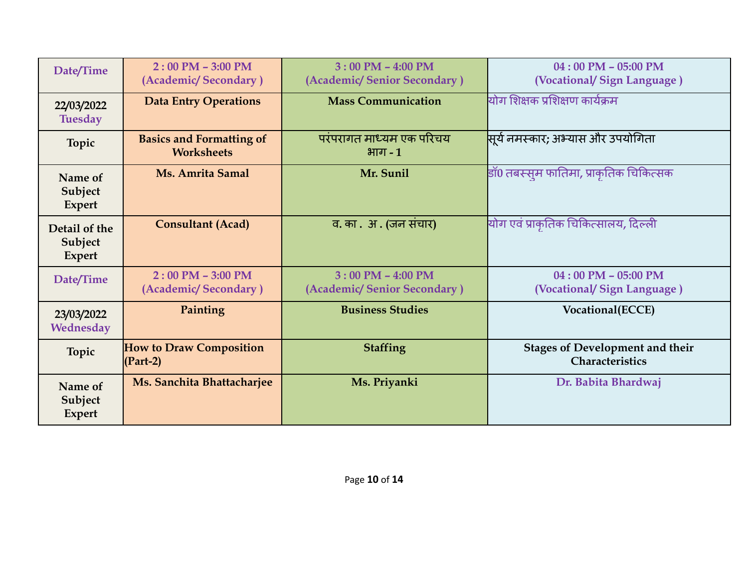| Date/Time | 2 : 00 PM – 3:00 PM (Academic/ Secondary ) | 3 : 00 PM – 4:00 PM (Academic/ Senior Secondary ) | 04 : 00 PM – 05:00 PM (Vocational/ Sign Language ) |
|---|---|---|---|
| 22/03/2022 Tuesday | Data Entry Operations | Mass Communication | योग शिक्षक प्रशिक्षण कार्यक्रम |
| Topic | Basics and Formatting of Worksheets | परंपरागत माध्यम एक परिचय भाग - 1 | सूर्य नमस्कार; अभ्यास और उपयोगिता |
| Name of Subject Expert | Ms. Amrita Samal | Mr. Sunil | डॉ0 तबस्सुम फातिमा, प्राकृतिक चिकित्सक |
| Detail of the Subject Expert | Consultant (Acad) | व. का . अ . (जन संचार) | योग एवं प्राकृतिक चिकित्सालय, दिल्ली |
| Date/Time | 2 : 00 PM – 3:00 PM (Academic/ Secondary ) | 3 : 00 PM – 4:00 PM (Academic/ Senior Secondary ) | 04 : 00 PM – 05:00 PM (Vocational/ Sign Language ) |
| 23/03/2022 Wednesday | Painting | Business Studies | Vocational(ECCE) |
| Topic | How to Draw Composition (Part-2) | Staffing | Stages of Development and their Characteristics |
| Name of Subject Expert | Ms. Sanchita Bhattacharjee | Ms. Priyanki | Dr. Babita Bhardwaj |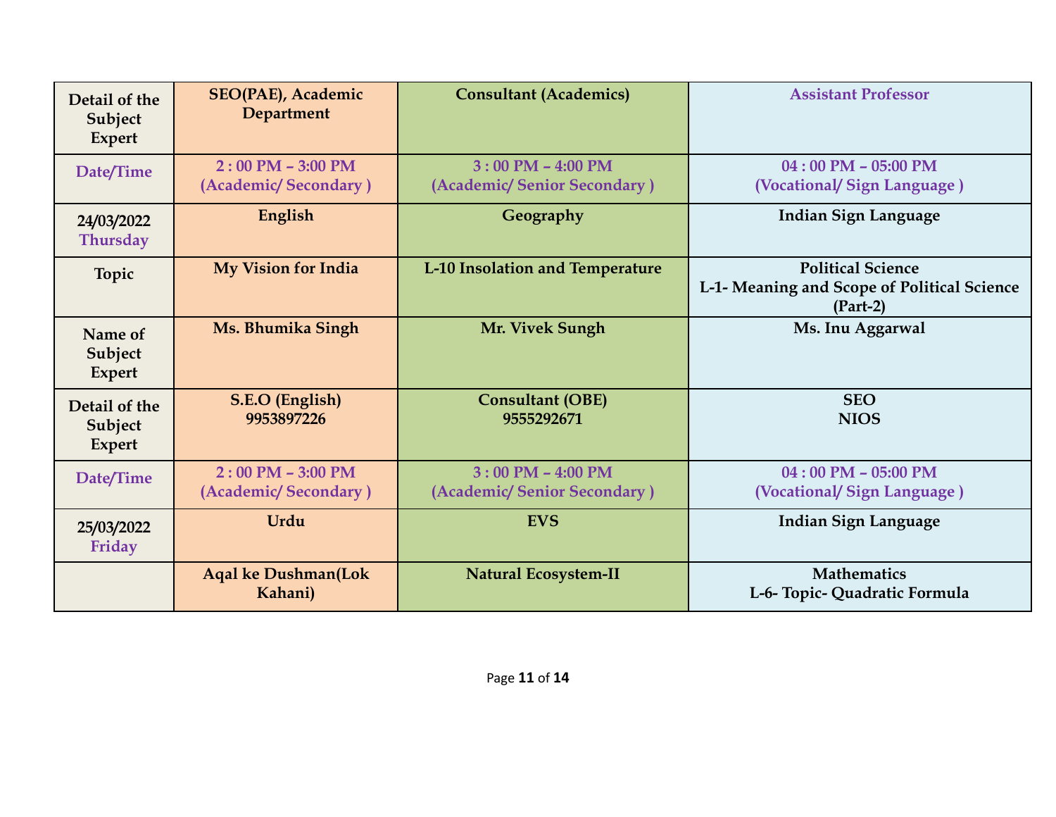| Detail of the Subject Expert | SEO(PAE), Academic Department | Consultant (Academics) | Assistant Professor |
|---|---|---|---|
| Date/Time | 2 : 00 PM – 3:00 PM (Academic/ Secondary ) | 3 : 00 PM – 4:00 PM (Academic/ Senior Secondary ) | 04 : 00 PM – 05:00 PM (Vocational/ Sign Language ) |
| 24/03/2022 Thursday | English | Geography | Indian Sign Language |
| Topic | My Vision for India | L-10 Insolation and Temperature | Political Science L-1- Meaning and Scope of Political Science (Part-2) |
| Name of Subject Expert | Ms. Bhumika Singh | Mr. Vivek Sungh | Ms. Inu Aggarwal |
| Detail of the Subject Expert | S.E.O (English) 9953897226 | Consultant (OBE) 9555292671 | SEO NIOS |
| Date/Time | 2 : 00 PM – 3:00 PM (Academic/ Secondary ) | 3 : 00 PM – 4:00 PM (Academic/ Senior Secondary ) | 04 : 00 PM – 05:00 PM (Vocational/ Sign Language ) |
| 25/03/2022 Friday | Urdu | EVS | Indian Sign Language |
| | Aqal ke Dushman(Lok Kahani) | Natural Ecosystem-II | Mathematics L-6- Topic- Quadratic Formula |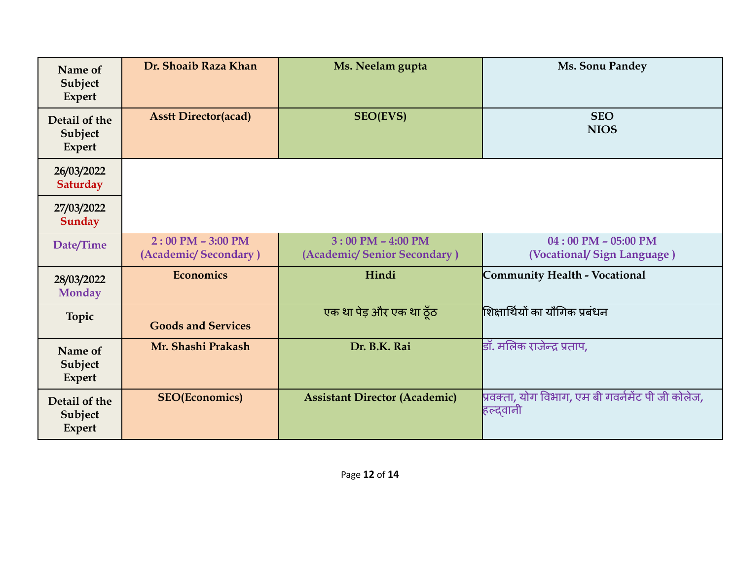| Name of Subject Expert | Dr. Shoaib Raza Khan | Ms. Neelam gupta | Ms. Sonu Pandey |
|---|---|---|---|
| Detail of the Subject Expert | Asstt Director(acad) | SEO(EVS) | SEO NIOS |
| 26/03/2022 Saturday | | | |
| 27/03/2022 Sunday | | | |
| Date/Time | 2 : 00 PM – 3:00 PM (Academic/ Secondary ) | 3 : 00 PM – 4:00 PM (Academic/ Senior Secondary ) | 04 : 00 PM – 05:00 PM (Vocational/ Sign Language ) |
| 28/03/2022 Monday | Economics | Hindi | Community Health - Vocational |
| Topic | Goods and Services | एक था पेड़ और एक था ठूँठ | शिक्षार्थियों का यौगिक प्रबंधन |
| Name of Subject Expert | Mr. Shashi Prakash | Dr. B.K. Rai | डॉ. मलिक राजेन्द्र प्रताप, |
| Detail of the Subject Expert | SEO(Economics) | Assistant Director (Academic) | प्रवक्ता, योग विभाग, एम बी गवर्नमेंट पी जी कोलेज, हल्द्वानी |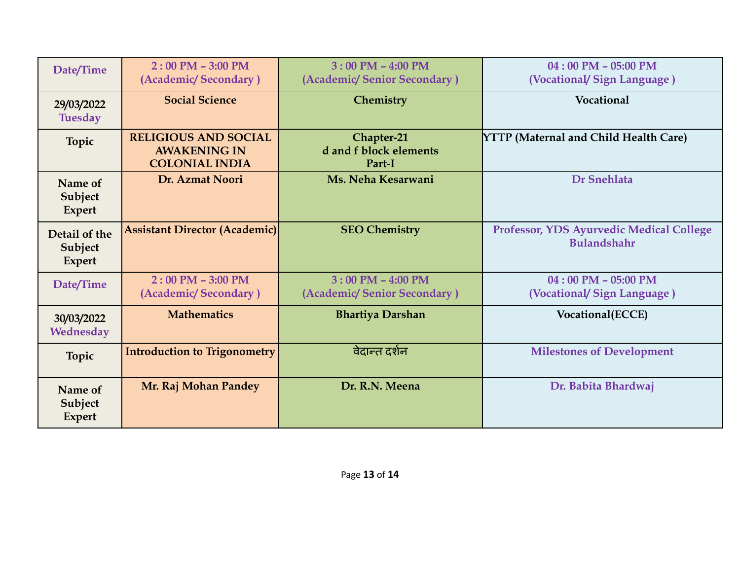| Date/Time | 2 : 00 PM – 3:00 PM (Academic/ Secondary ) | 3 : 00 PM – 4:00 PM (Academic/ Senior Secondary ) | 04 : 00 PM – 05:00 PM (Vocational/ Sign Language ) |
|---|---|---|---|
| 29/03/2022 Tuesday | Social Science | Chemistry | Vocational |
| Topic | RELIGIOUS AND SOCIAL AWAKENING IN COLONIAL INDIA | Chapter-21 d and f block elements Part-I | YTTP (Maternal and Child Health Care) |
| Name of Subject Expert | Dr. Azmat Noori | Ms. Neha Kesarwani | Dr Snehlata |
| Detail of the Subject Expert | Assistant Director (Academic) | SEO Chemistry | Professor, YDS Ayurvedic Medical College Bulandshahr |
| Date/Time | 2 : 00 PM – 3:00 PM (Academic/ Secondary ) | 3 : 00 PM – 4:00 PM (Academic/ Senior Secondary ) | 04 : 00 PM – 05:00 PM (Vocational/ Sign Language ) |
| 30/03/2022 Wednesday | Mathematics | Bhartiya Darshan | Vocational(ECCE) |
| Topic | Introduction to Trigonometry | वेदान्त दर्शन | Milestones of Development |
| Name of Subject Expert | Mr. Raj Mohan Pandey | Dr. R.N. Meena | Dr. Babita Bhardwaj |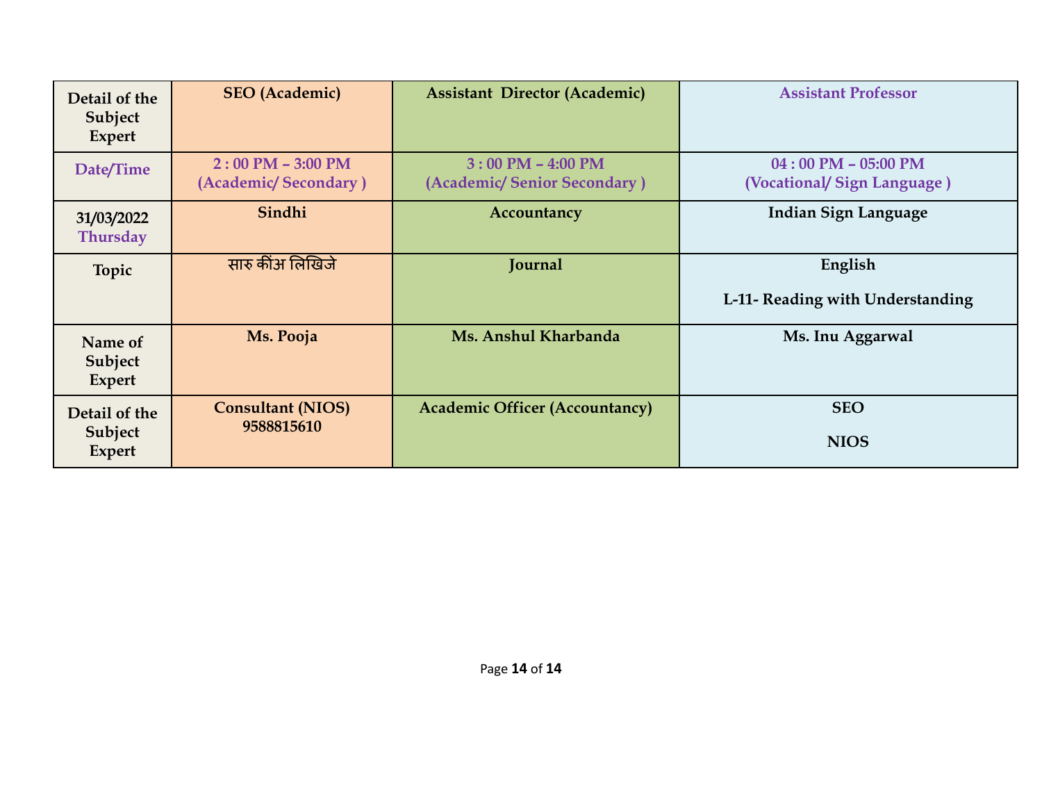| Detail of the Subject Expert | SEO (Academic) | Assistant Director (Academic) | Assistant Professor |
|---|---|---|---|
| Date/Time | 2 : 00 PM – 3:00 PM (Academic/ Secondary ) | 3 : 00 PM – 4:00 PM (Academic/ Senior Secondary ) | 04 : 00 PM – 05:00 PM (Vocational/ Sign Language ) |
| 31/03/2022 Thursday | Sindhi | Accountancy | Indian Sign Language |
| Topic | सारु कींअ लिखिजे | Journal | English<br><br>L-11- Reading with Understanding |
| Name of Subject Expert | Ms. Pooja | Ms. Anshul Kharbanda | Ms. Inu Aggarwal |
| Detail of the Subject Expert | Consultant (NIOS) 9588815610 | Academic Officer (Accountancy) | SEO<br><br>NIOS |